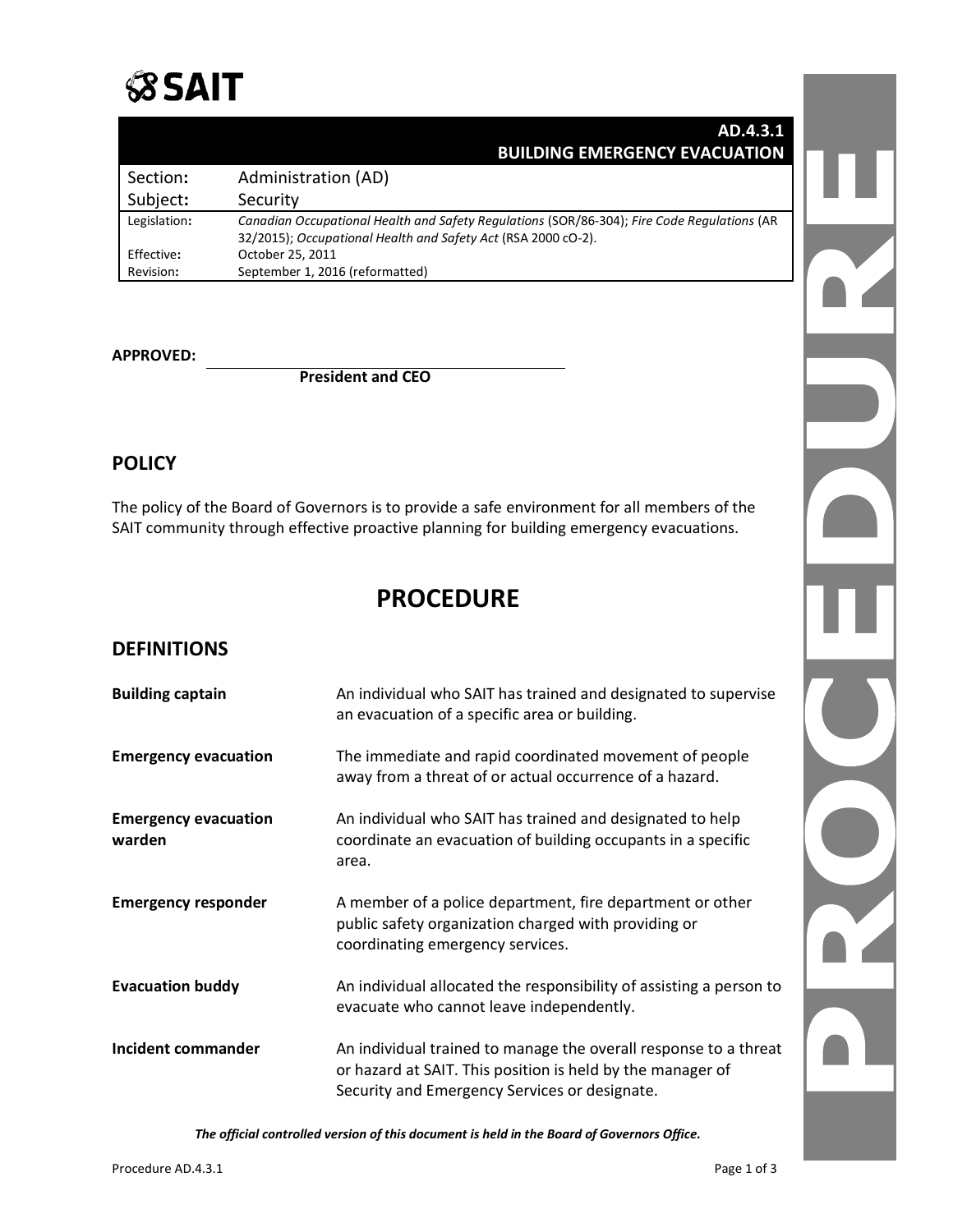# AD.4.3.1 BUILDING EMERGENCY EVACUATION

| | |
|---|---|
| Section: | Administration (AD) |
| Subject: | Security |
| Legislation: | *Canadian Occupational Health and Safety Regulations* (SOR/86-304); *Fire Code Regulations* (AR 32/2015); *Occupational Health and Safety Act* (RSA 2000 cO-2). |
| Effective: | October 25, 2011 |
| Revision: | September 1, 2016 (reformatted) |

**APPROVED:**

**President and CEO**

## POLICY

The policy of the Board of Governors is to provide a safe environment for all members of the SAIT community through effective proactive planning for building emergency evacuations.

# PROCEDURE

## DEFINITIONS

| | |
|---|---|
| **Building captain** | An individual who SAIT has trained and designated to supervise an evacuation of a specific area or building. |
| **Emergency evacuation** | The immediate and rapid coordinated movement of people away from a threat of or actual occurrence of a hazard. |
| **Emergency evacuation warden** | An individual who SAIT has trained and designated to help coordinate an evacuation of building occupants in a specific area. |
| **Emergency responder** | A member of a police department, fire department or other public safety organization charged with providing or coordinating emergency services. |
| **Evacuation buddy** | An individual allocated the responsibility of assisting a person to evacuate who cannot leave independently. |
| **Incident commander** | An individual trained to manage the overall response to a threat or hazard at SAIT. This position is held by the manager of Security and Emergency Services or designate. |

***The official controlled version of this document is held in the Board of Governors Office.***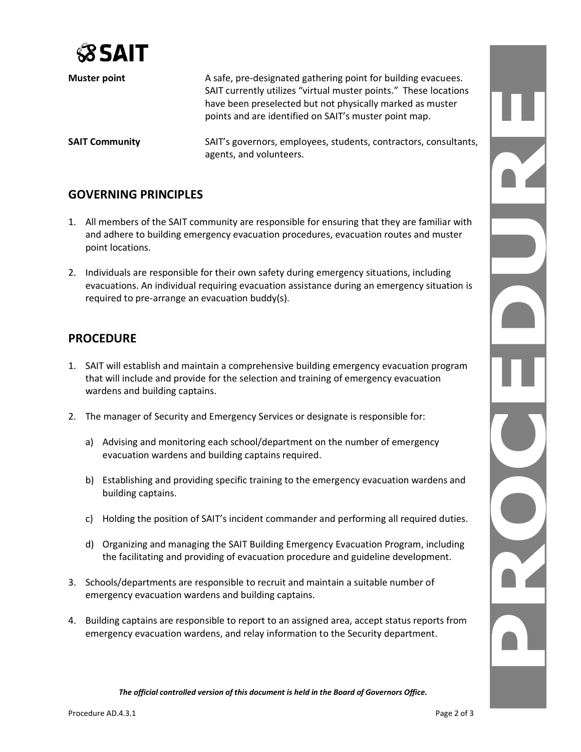| | |
|---|---|
| **Muster point** | A safe, pre-designated gathering point for building evacuees. SAIT currently utilizes "virtual muster points." These locations have been preselected but not physically marked as muster points and are identified on SAIT's muster point map. |
| **SAIT Community** | SAIT's governors, employees, students, contractors, consultants, agents, and volunteers. |

## GOVERNING PRINCIPLES

1. All members of the SAIT community are responsible for ensuring that they are familiar with and adhere to building emergency evacuation procedures, evacuation routes and muster point locations.

2. Individuals are responsible for their own safety during emergency situations, including evacuations. An individual requiring evacuation assistance during an emergency situation is required to pre-arrange an evacuation buddy(s).

## PROCEDURE

1. SAIT will establish and maintain a comprehensive building emergency evacuation program that will include and provide for the selection and training of emergency evacuation wardens and building captains.

2. The manager of Security and Emergency Services or designate is responsible for:

   a) Advising and monitoring each school/department on the number of emergency evacuation wardens and building captains required.

   b) Establishing and providing specific training to the emergency evacuation wardens and building captains.

   c) Holding the position of SAIT's incident commander and performing all required duties.

   d) Organizing and managing the SAIT Building Emergency Evacuation Program, including the facilitating and providing of evacuation procedure and guideline development.

3. Schools/departments are responsible to recruit and maintain a suitable number of emergency evacuation wardens and building captains.

4. Building captains are responsible to report to an assigned area, accept status reports from emergency evacuation wardens, and relay information to the Security department.

*The official controlled version of this document is held in the Board of Governors Office.*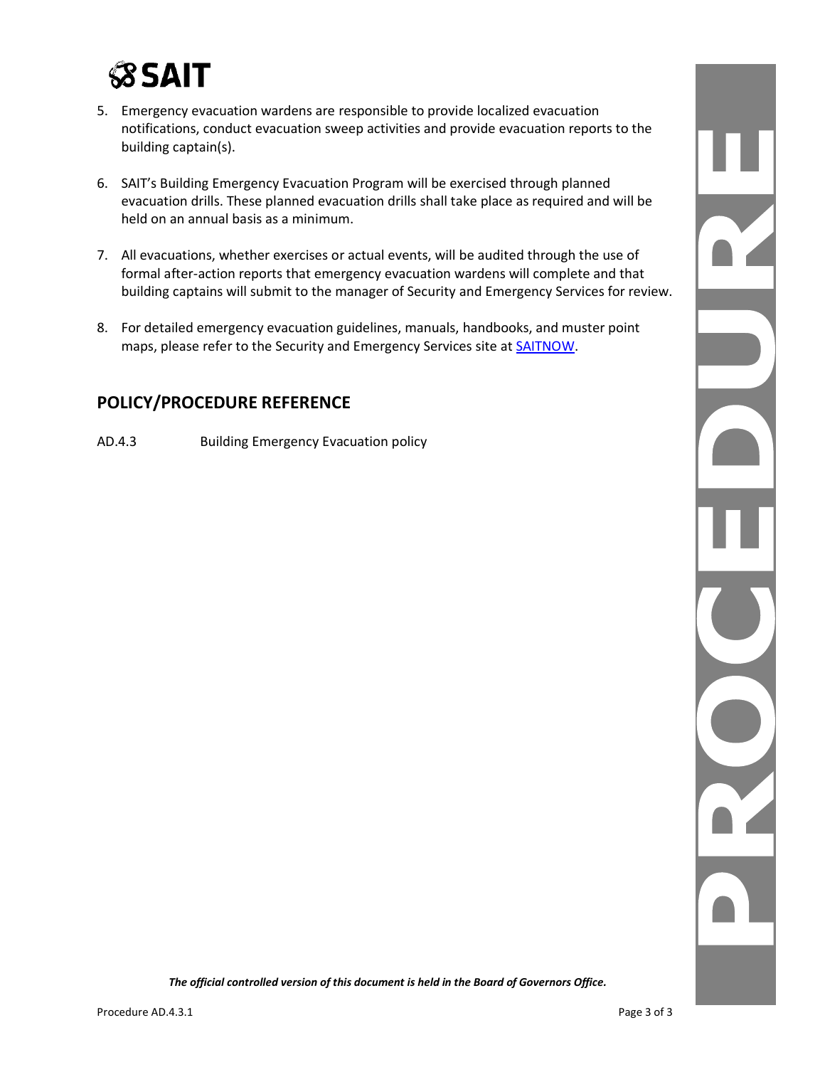5. Emergency evacuation wardens are responsible to provide localized evacuation notifications, conduct evacuation sweep activities and provide evacuation reports to the building captain(s).

6. SAIT's Building Emergency Evacuation Program will be exercised through planned evacuation drills. These planned evacuation drills shall take place as required and will be held on an annual basis as a minimum.

7. All evacuations, whether exercises or actual events, will be audited through the use of formal after-action reports that emergency evacuation wardens will complete and that building captains will submit to the manager of Security and Emergency Services for review.

8. For detailed emergency evacuation guidelines, manuals, handbooks, and muster point maps, please refer to the Security and Emergency Services site at SAITNOW.

## POLICY/PROCEDURE REFERENCE

AD.4.3 Building Emergency Evacuation policy

***The official controlled version of this document is held in the Board of Governors Office.***